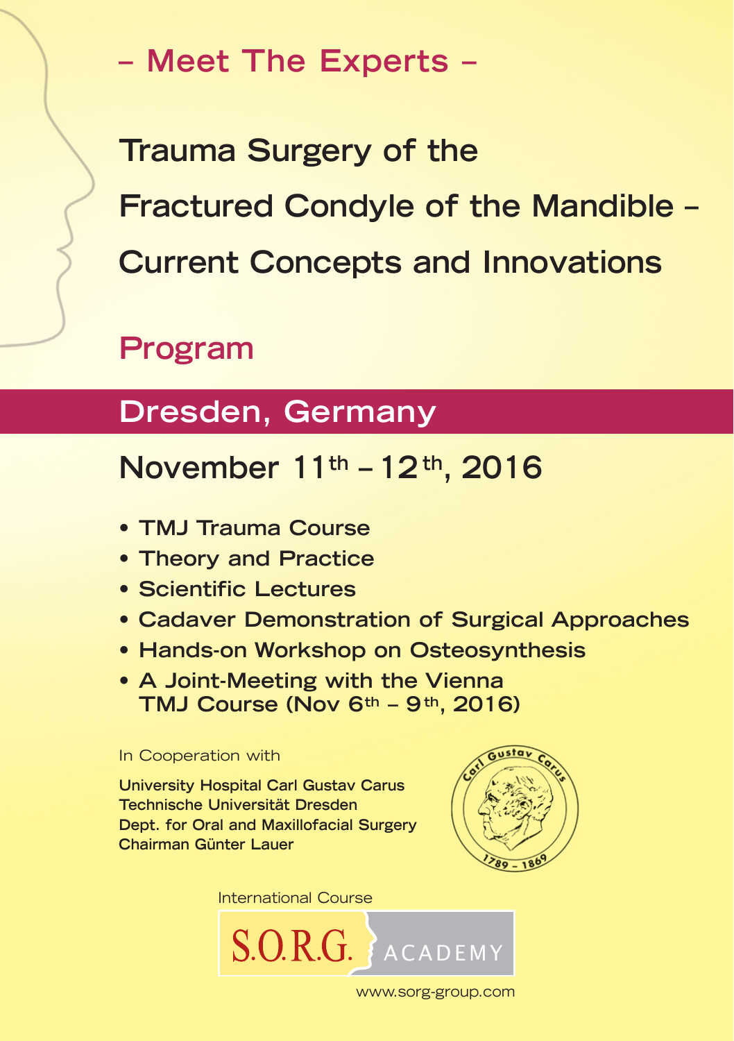## – Meet The Experts –

# Trauma Surgery of the Fractured Condyle of the Mandible – Current Concepts and Innovations

## Program

## Dresden, Germany

## November 11th – 12th, 2016

- **TMJ Trauma Course**
- **Theory and Practice**
- **Scientific Lectures**
- **Cadaver Demonstration of Surgical Approaches**
- **Hands-on Workshop on Osteosynthesis**
- **A Joint-Meeting with the Vienna TMJ Course (Nov 6th – 9th, 2016)**

In Cooperation with

**University Hospital Carl Gustav Carus**
**Technische Universität Dresden**
**Dept. for Oral and Maxillofacial Surgery**
**Chairman Günter Lauer**

Carl Gustav Carus
1789 – 1869

International Course

S.O.R.G. ACADEMY

www.sorg-group.com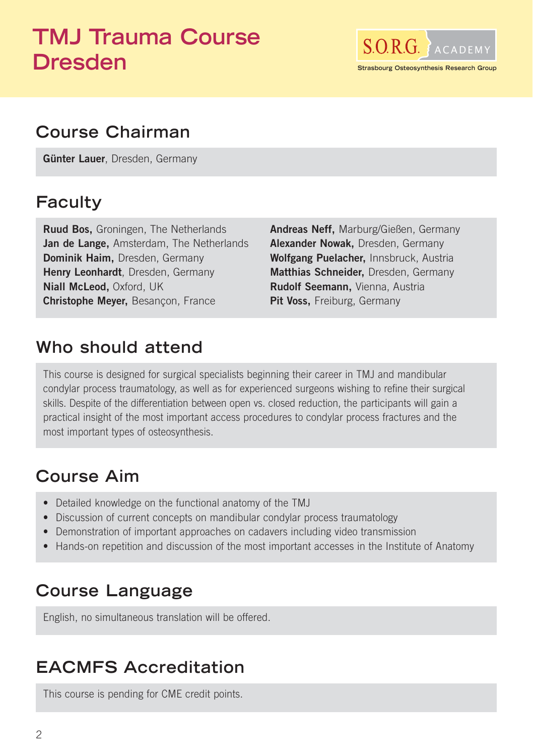# TMJ Trauma Course Dresden

S.O.R.G. ACADEMY
Strasbourg Osteosynthesis Research Group

## Course Chairman

**Günter Lauer**, Dresden, Germany

## Faculty

**Ruud Bos,** Groningen, The Netherlands
**Jan de Lange,** Amsterdam, The Netherlands
**Dominik Haim,** Dresden, Germany
**Henry Leonhardt**, Dresden, Germany
**Niall McLeod,** Oxford, UK
**Christophe Meyer,** Besançon, France
**Andreas Neff,** Marburg/Gießen, Germany
**Alexander Nowak,** Dresden, Germany
**Wolfgang Puelacher,** Innsbruck, Austria
**Matthias Schneider,** Dresden, Germany
**Rudolf Seemann,** Vienna, Austria
**Pit Voss,** Freiburg, Germany

## Who should attend

This course is designed for surgical specialists beginning their career in TMJ and mandibular condylar process traumatology, as well as for experienced surgeons wishing to refine their surgical skills. Despite of the differentiation between open vs. closed reduction, the participants will gain a practical insight of the most important access procedures to condylar process fractures and the most important types of osteosynthesis.

## Course Aim

- Detailed knowledge on the functional anatomy of the TMJ
- Discussion of current concepts on mandibular condylar process traumatology
- Demonstration of important approaches on cadavers including video transmission
- Hands-on repetition and discussion of the most important accesses in the Institute of Anatomy

## Course Language

English, no simultaneous translation will be offered.

## EACMFS Accreditation

This course is pending for CME credit points.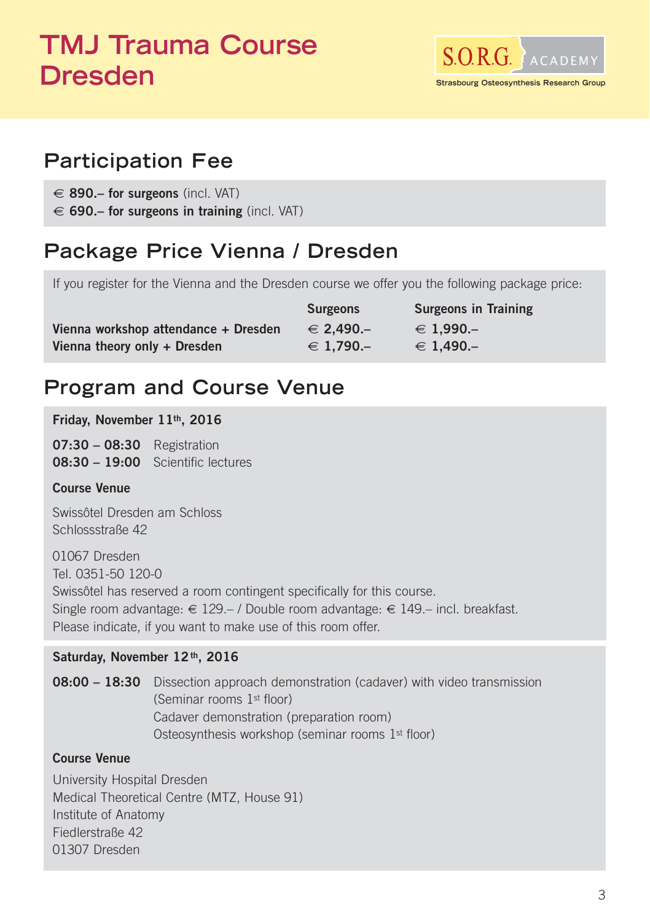# TMJ Trauma Course Dresden

S.O.R.G. ACADEMY
Strasbourg Osteosynthesis Research Group

## Participation Fee

€ **890.– for surgeons** (incl. VAT)
€ **690.– for surgeons in training** (incl. VAT)

## Package Price Vienna / Dresden

If you register for the Vienna and the Dresden course we offer you the following package price:

| | **Surgeons** | **Surgeons in Training** |
|---|---|---|
| **Vienna workshop attendance + Dresden** | **€ 2,490.–** | **€ 1,990.–** |
| **Vienna theory only + Dresden** | **€ 1,790.–** | **€ 1,490.–** |

## Program and Course Venue

**Friday, November 11th, 2016**

**07:30 – 08:30** Registration
**08:30 – 19:00** Scientific lectures

**Course Venue**

Swissôtel Dresden am Schloss
Schlossstraße 42

01067 Dresden
Tel. 0351-50 120-0
Swissôtel has reserved a room contingent specifically for this course.
Single room advantage: € 129.– / Double room advantage: € 149.– incl. breakfast.
Please indicate, if you want to make use of this room offer.

**Saturday, November 12th, 2016**

**08:00 – 18:30** Dissection approach demonstration (cadaver) with video transmission (Seminar rooms 1st floor)
Cadaver demonstration (preparation room)
Osteosynthesis workshop (seminar rooms 1st floor)

**Course Venue**

University Hospital Dresden
Medical Theoretical Centre (MTZ, House 91)
Institute of Anatomy
Fiedlerstraße 42
01307 Dresden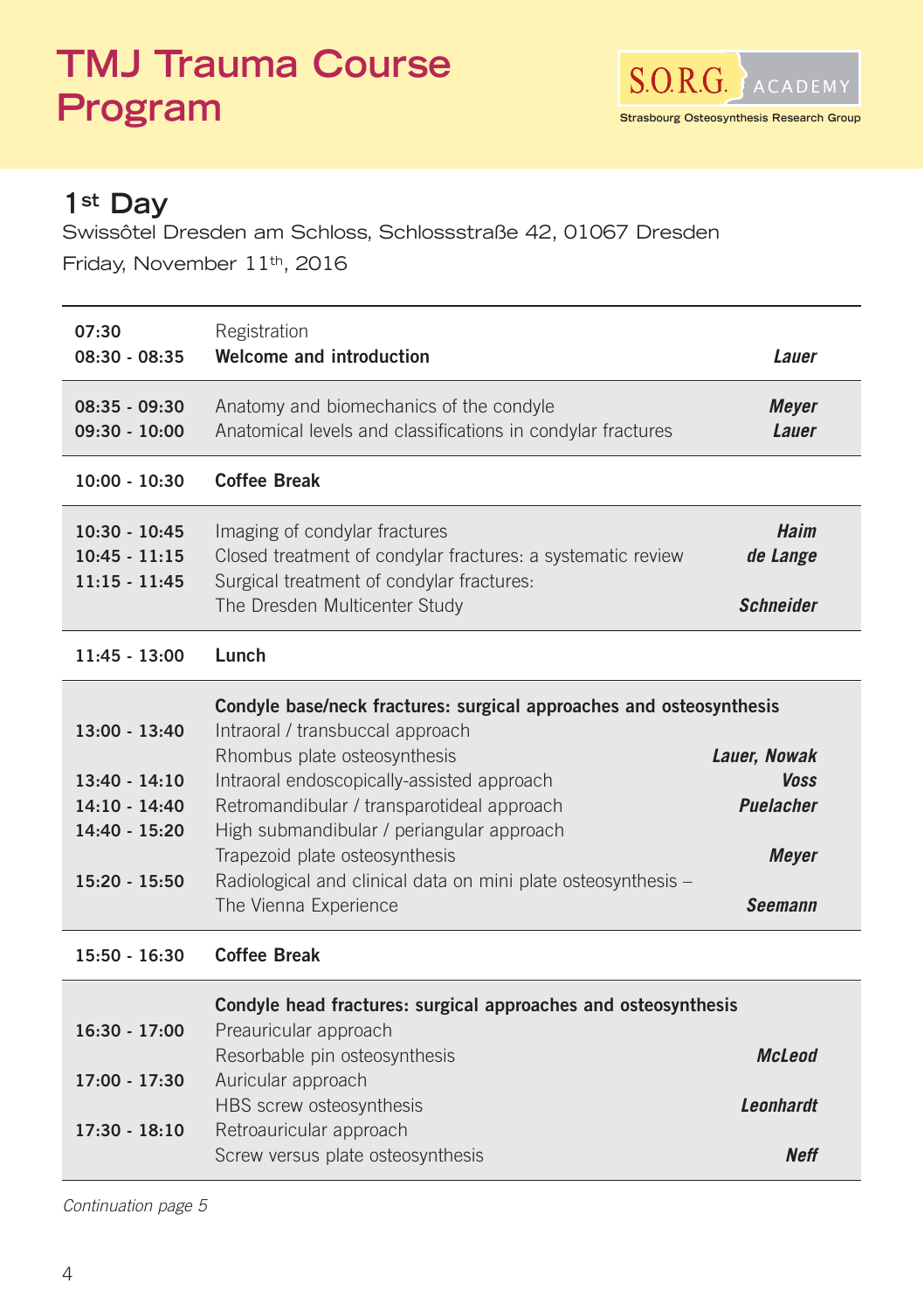# TMJ Trauma Course Program

S.O.R.G. ACADEMY
Strasbourg Osteosynthesis Research Group

## 1st Day

Swissôtel Dresden am Schloss, Schlossstraße 42, 01067 Dresden

Friday, November 11th, 2016

| Time | Session | Speaker |
|---|---|---|
| **07:30** | Registration | |
| **08:30 - 08:35** | **Welcome and introduction** | ***Lauer*** |
| **08:35 - 09:30** | Anatomy and biomechanics of the condyle | ***Meyer*** |
| **09:30 - 10:00** | Anatomical levels and classifications in condylar fractures | ***Lauer*** |
| **10:00 - 10:30** | **Coffee Break** | |
| **10:30 - 10:45** | Imaging of condylar fractures | ***Haim*** |
| **10:45 - 11:15** | Closed treatment of condylar fractures: a systematic review | ***de Lange*** |
| **11:15 - 11:45** | Surgical treatment of condylar fractures: The Dresden Multicenter Study | ***Schneider*** |
| **11:45 - 13:00** | **Lunch** | |
| | **Condyle base/neck fractures: surgical approaches and osteosynthesis** | |
| **13:00 - 13:40** | Intraoral / transbuccal approach<br>Rhombus plate osteosynthesis | ***Lauer, Nowak*** |
| **13:40 - 14:10** | Intraoral endoscopically-assisted approach | ***Voss*** |
| **14:10 - 14:40** | Retromandibular / transparotideal approach | ***Puelacher*** |
| **14:40 - 15:20** | High submandibular / periangular approach<br>Trapezoid plate osteosynthesis | ***Meyer*** |
| **15:20 - 15:50** | Radiological and clinical data on mini plate osteosynthesis – The Vienna Experience | ***Seemann*** |
| **15:50 - 16:30** | **Coffee Break** | |
| | **Condyle head fractures: surgical approaches and osteosynthesis** | |
| **16:30 - 17:00** | Preauricular approach<br>Resorbable pin osteosynthesis | ***McLeod*** |
| **17:00 - 17:30** | Auricular approach<br>HBS screw osteosynthesis | ***Leonhardt*** |
| **17:30 - 18:10** | Retroauricular approach<br>Screw versus plate osteosynthesis | ***Neff*** |

*Continuation page 5*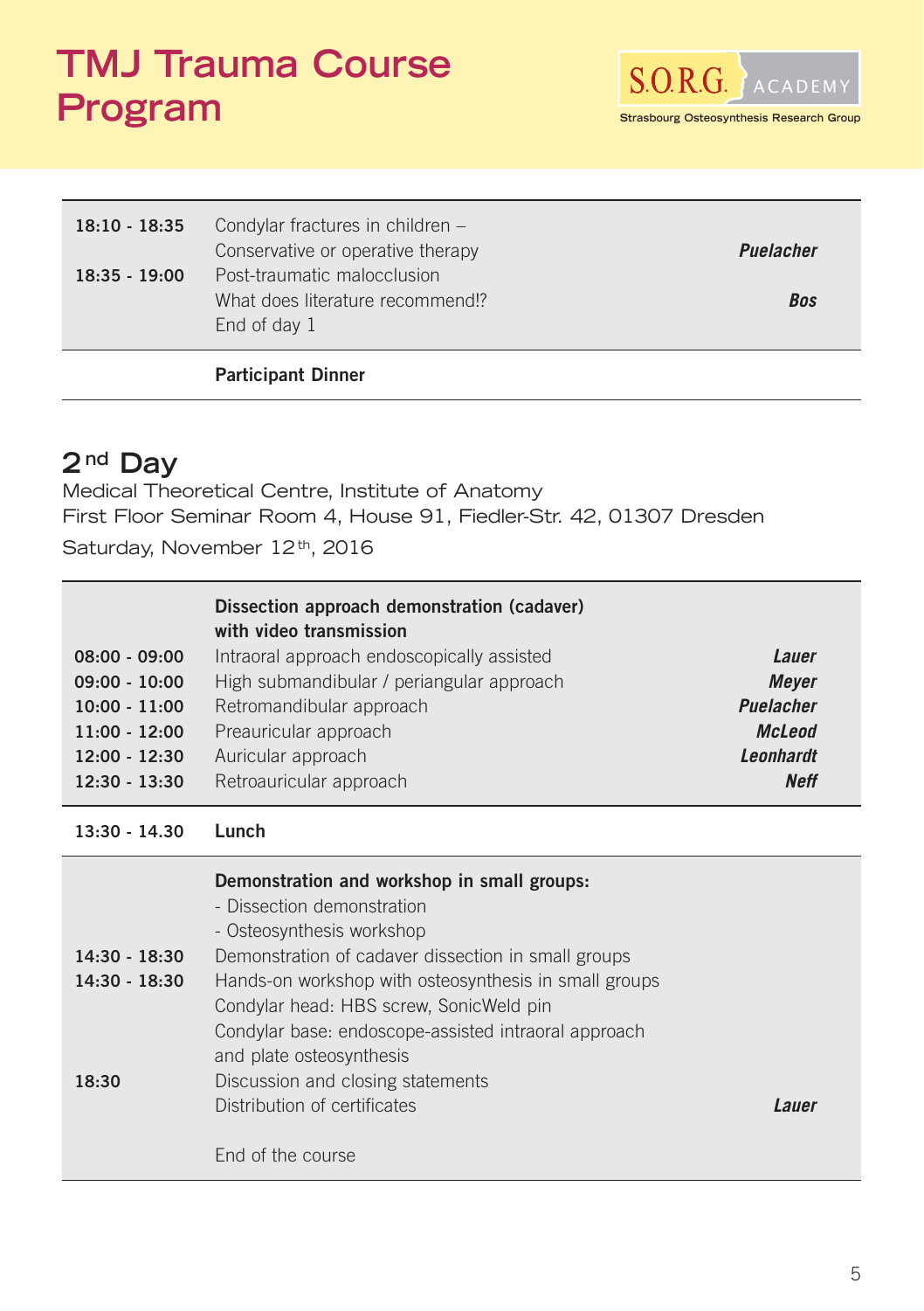# TMJ Trauma Course Program

S.O.R.G. ACADEMY
Strasbourg Osteosynthesis Research Group

| Time | Topic | Speaker |
|---|---|---|
| 18:10 - 18:35 | Condylar fractures in children – Conservative or operative therapy | ***Puelacher*** |
| 18:35 - 19:00 | Post-traumatic malocclusion What does literature recommend!? | ***Bos*** |
| | End of day 1 | |
| | **Participant Dinner** | |

## 2nd Day

Medical Theoretical Centre, Institute of Anatomy
First Floor Seminar Room 4, House 91, Fiedler-Str. 42, 01307 Dresden
Saturday, November 12th, 2016

| Time | Topic | Speaker |
|---|---|---|
| | **Dissection approach demonstration (cadaver) with video transmission** | |
| 08:00 - 09:00 | Intraoral approach endoscopically assisted | ***Lauer*** |
| 09:00 - 10:00 | High submandibular / periangular approach | ***Meyer*** |
| 10:00 - 11:00 | Retromandibular approach | ***Puelacher*** |
| 11:00 - 12:00 | Preauricular approach | ***McLeod*** |
| 12:00 - 12:30 | Auricular approach | ***Leonhardt*** |
| 12:30 - 13:30 | Retroauricular approach | ***Neff*** |
| 13:30 - 14.30 | **Lunch** | |
| | **Demonstration and workshop in small groups:** - Dissection demonstration - Osteosynthesis workshop | |
| 14:30 - 18:30 | Demonstration of cadaver dissection in small groups | |
| 14:30 - 18:30 | Hands-on workshop with osteosynthesis in small groups Condylar head: HBS screw, SonicWeld pin Condylar base: endoscope-assisted intraoral approach and plate osteosynthesis | |
| 18:30 | Discussion and closing statements Distribution of certificates | ***Lauer*** |
| | End of the course | |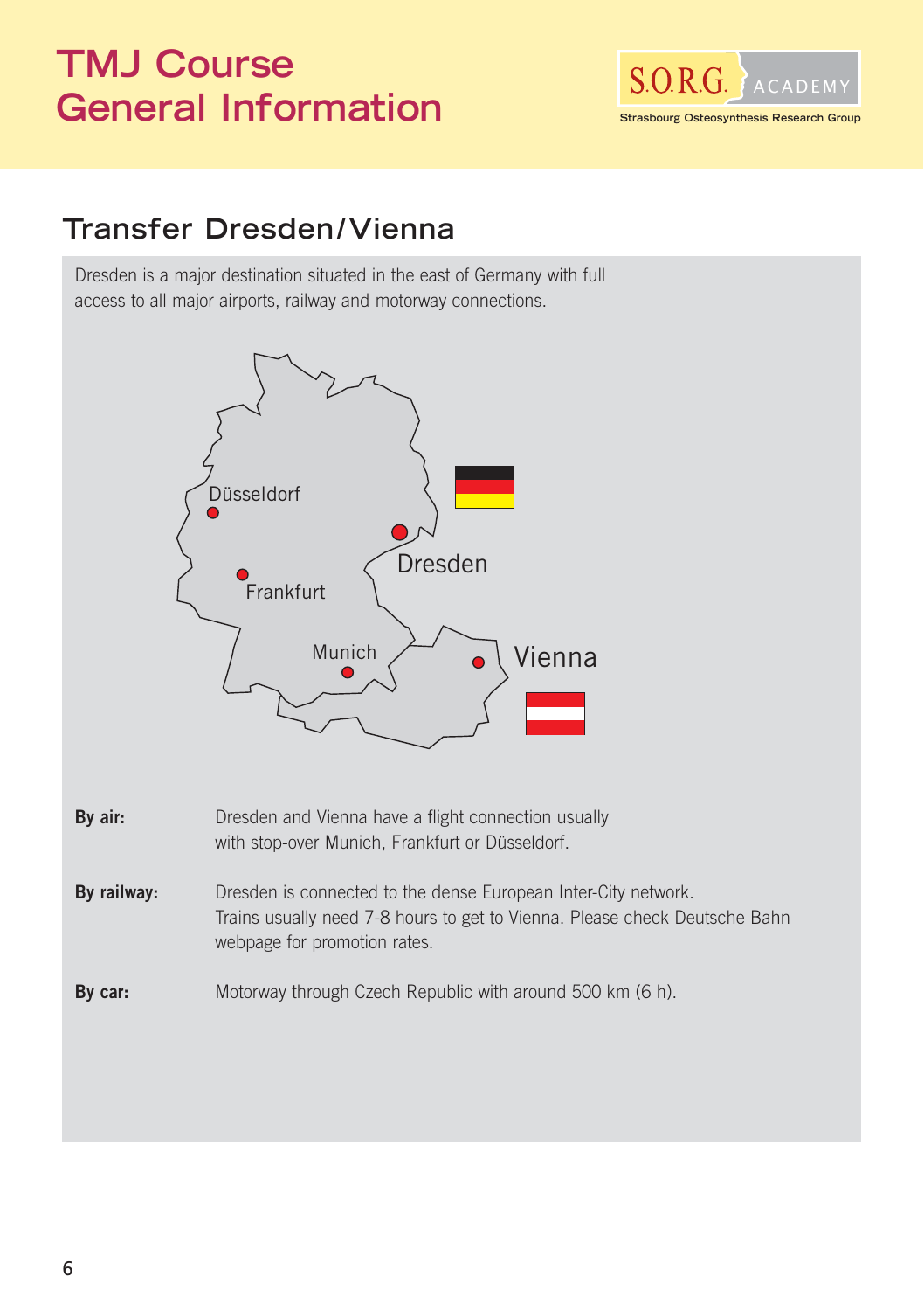# TMJ Course
# General Information

## Transfer Dresden/Vienna

Dresden is a major destination situated in the east of Germany with full access to all major airports, railway and motorway connections.

**By air:** Dresden and Vienna have a flight connection usually with stop-over Munich, Frankfurt or Düsseldorf.

**By railway:** Dresden is connected to the dense European Inter-City network. Trains usually need 7-8 hours to get to Vienna. Please check Deutsche Bahn webpage for promotion rates.

**By car:** Motorway through Czech Republic with around 500 km (6 h).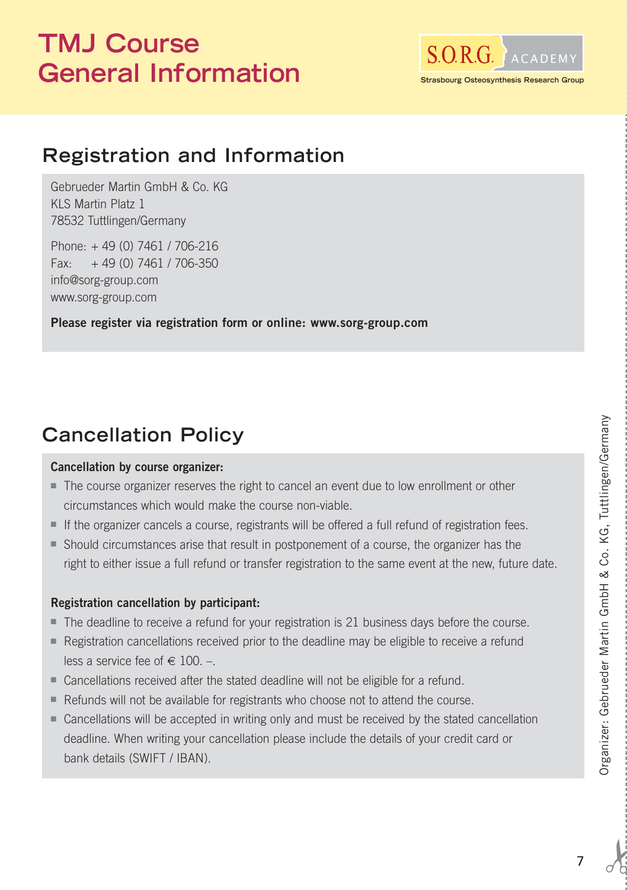# TMJ Course General Information

S.O.R.G. ACADEMY
Strasbourg Osteosynthesis Research Group

## Registration and Information

Gebrueder Martin GmbH & Co. KG
KLS Martin Platz 1
78532 Tuttlingen/Germany

Phone: + 49 (0) 7461 / 706-216
Fax: + 49 (0) 7461 / 706-350
info@sorg-group.com
www.sorg-group.com

**Please register via registration form or online: www.sorg-group.com**

## Cancellation Policy

**Cancellation by course organizer:**

- The course organizer reserves the right to cancel an event due to low enrollment or other circumstances which would make the course non-viable.
- If the organizer cancels a course, registrants will be offered a full refund of registration fees.
- Should circumstances arise that result in postponement of a course, the organizer has the right to either issue a full refund or transfer registration to the same event at the new, future date.

**Registration cancellation by participant:**

- The deadline to receive a refund for your registration is 21 business days before the course.
- Registration cancellations received prior to the deadline may be eligible to receive a refund less a service fee of € 100. –.
- Cancellations received after the stated deadline will not be eligible for a refund.
- Refunds will not be available for registrants who choose not to attend the course.
- Cancellations will be accepted in writing only and must be received by the stated cancellation deadline. When writing your cancellation please include the details of your credit card or bank details (SWIFT / IBAN).

Organizer: Gebrueder Martin GmbH & Co. KG, Tuttlingen/Germany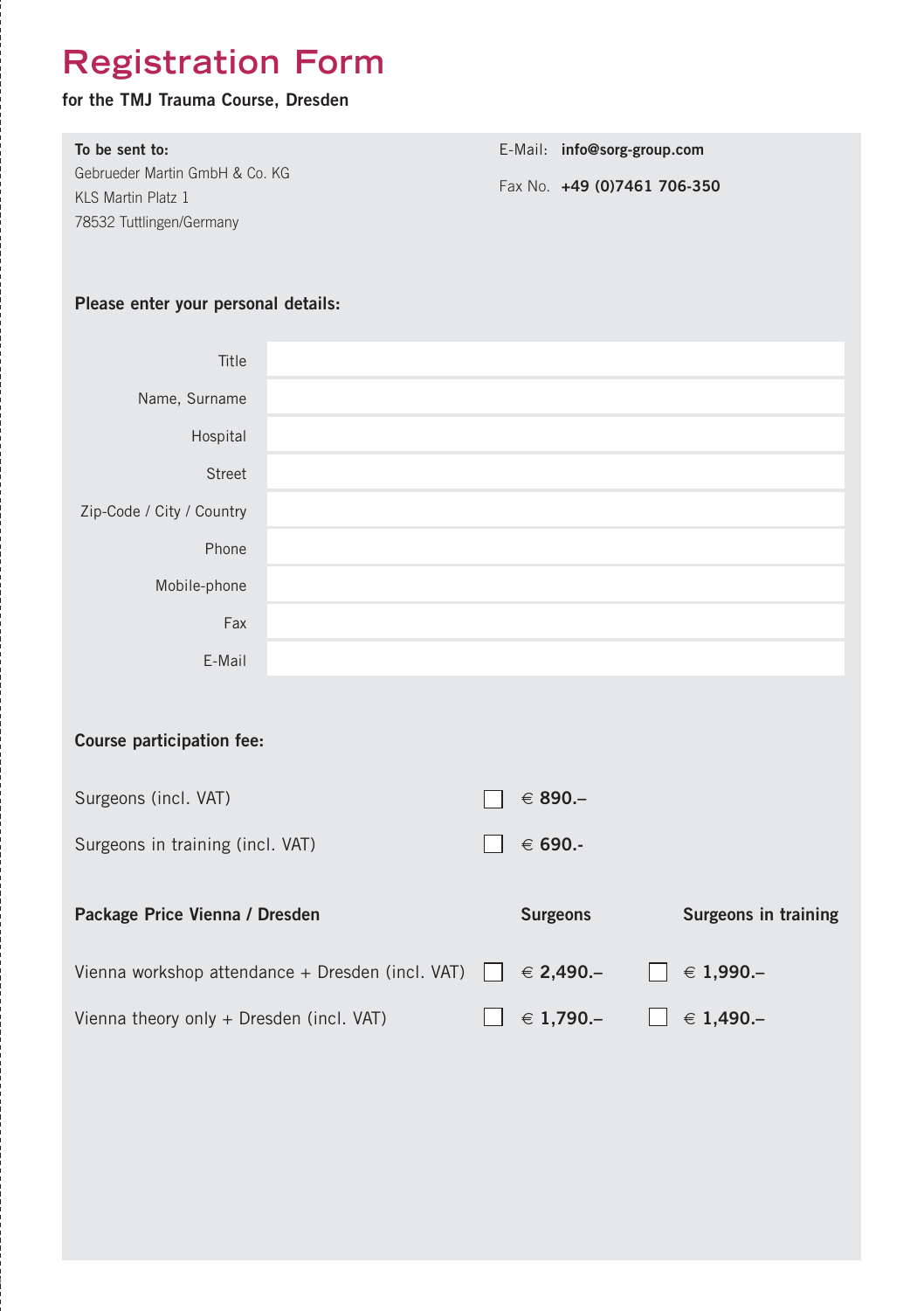# Registration Form

**for the TMJ Trauma Course, Dresden**

**To be sent to:**
Gebrueder Martin GmbH & Co. KG
KLS Martin Platz 1
78532 Tuttlingen/Germany

E-Mail: **info@sorg-group.com**

Fax No. **+49 (0)7461 706-350**

**Please enter your personal details:**

| | |
|---|---|
| Title | |
| Name, Surname | |
| Hospital | |
| Street | |
| Zip-Code / City / Country | |
| Phone | |
| Mobile-phone | |
| Fax | |
| E-Mail | |

**Course participation fee:**

| | |
|---|---|
| Surgeons (incl. VAT) | ☐ **€ 890.–** |
| Surgeons in training (incl. VAT) | ☐ **€ 690.-** |

| **Package Price Vienna / Dresden** | **Surgeons** | **Surgeons in training** |
|---|---|---|
| Vienna workshop attendance + Dresden (incl. VAT) | ☐ **€ 2,490.–** | ☐ **€ 1,990.–** |
| Vienna theory only + Dresden (incl. VAT) | ☐ **€ 1,790.–** | ☐ **€ 1,490.–** |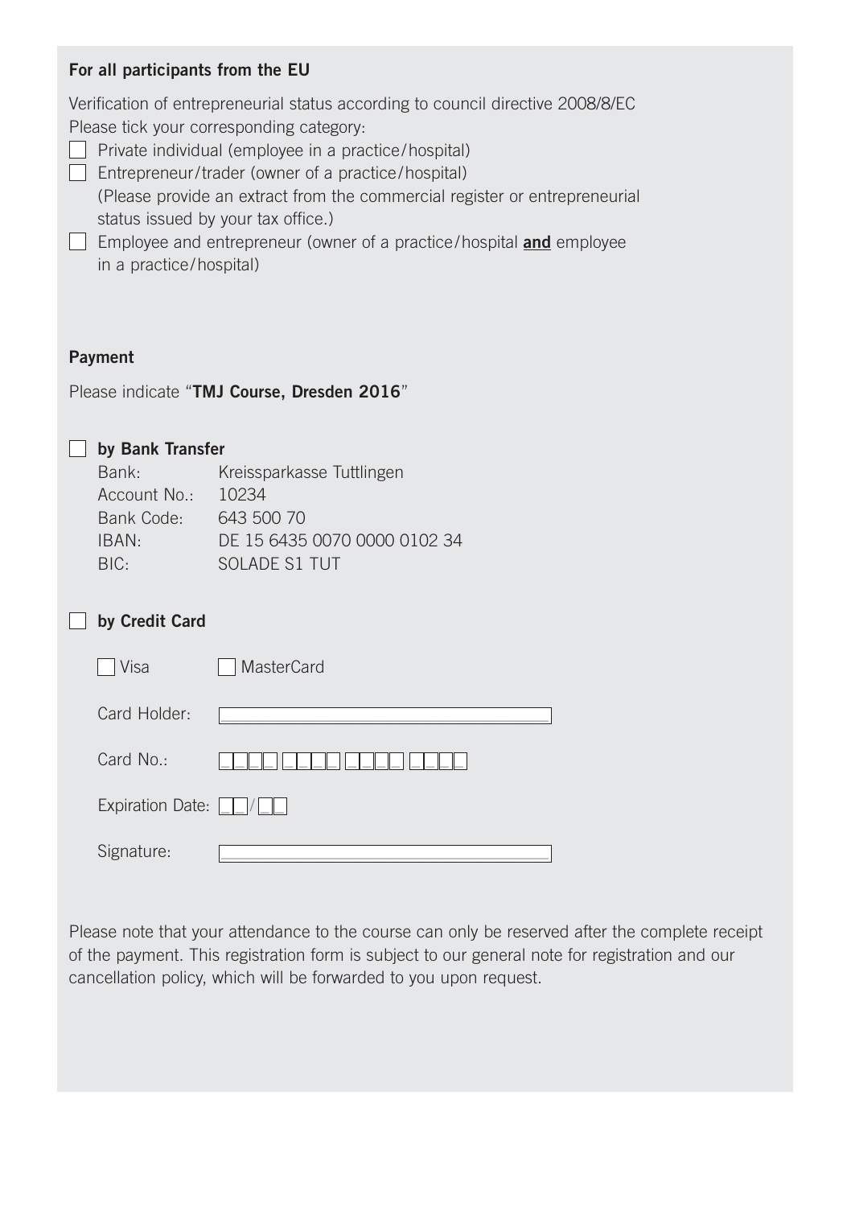**For all participants from the EU**

Verification of entrepreneurial status according to council directive 2008/8/EC
Please tick your corresponding category:

- ☐ Private individual (employee in a practice/hospital)
- ☐ Entrepreneur/trader (owner of a practice/hospital)
  (Please provide an extract from the commercial register or entrepreneurial status issued by your tax office.)
- ☐ Employee and entrepreneur (owner of a practice/hospital **and** employee in a practice/hospital)

**Payment**

Please indicate "**TMJ Course, Dresden 2016**"

☐ **by Bank Transfer**

| | |
|---|---|
| Bank: | Kreissparkasse Tuttlingen |
| Account No.: | 10234 |
| Bank Code: | 643 500 70 |
| IBAN: | DE 15 6435 0070 0000 0102 34 |
| BIC: | SOLADE S1 TUT |

☐ **by Credit Card**

☐ Visa ☐ MasterCard

Card Holder: ______________________

Card No.: ☐☐☐☐ ☐☐☐☐ ☐☐☐☐ ☐☐☐☐

Expiration Date: ☐☐/☐☐

Signature: ______________________

Please note that your attendance to the course can only be reserved after the complete receipt of the payment. This registration form is subject to our general note for registration and our cancellation policy, which will be forwarded to you upon request.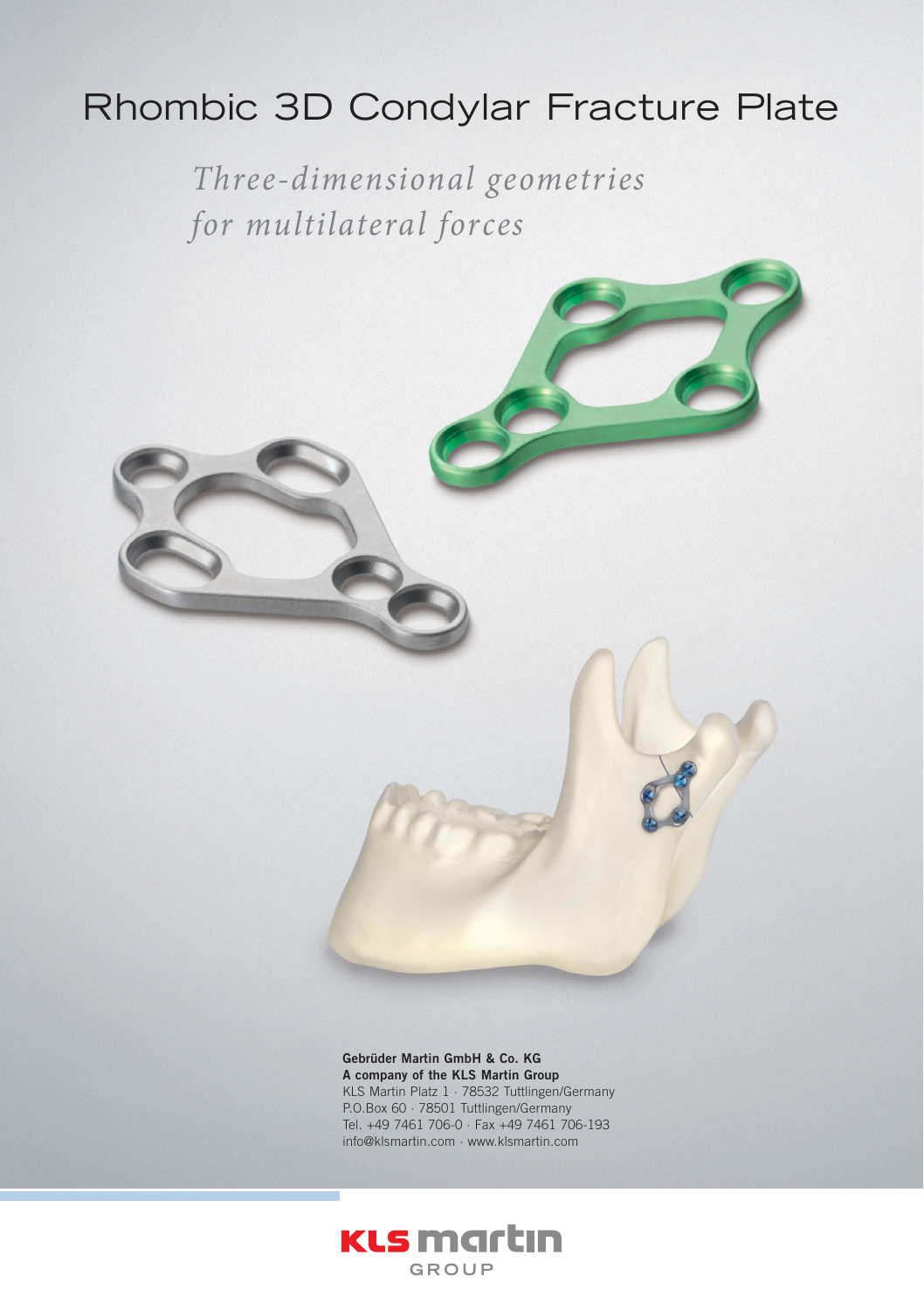# Rhombic 3D Condylar Fracture Plate

*Three-dimensional geometries for multilateral forces*

**Gebrüder Martin GmbH & Co. KG**
**A company of the KLS Martin Group**
KLS Martin Platz 1 · 78532 Tuttlingen/Germany
P.O.Box 60 · 78501 Tuttlingen/Germany
Tel. +49 7461 706-0 · Fax +49 7461 706-193
info@klsmartin.com · www.klsmartin.com

KLS martin GROUP